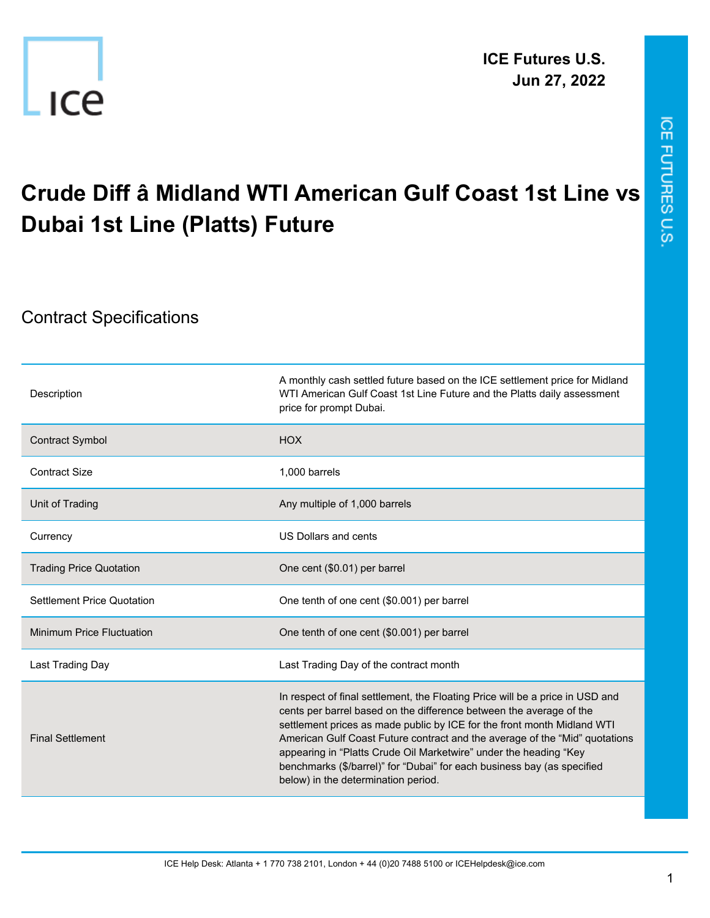ICE Futures U.S.
Jun 27, 2022

# Crude Diff â Midland WTI American Gulf Coast 1st Line vs Dubai 1st Line (Platts) Future

## Contract Specifications

| | |
|---|---|
| Description | A monthly cash settled future based on the ICE settlement price for Midland WTI American Gulf Coast 1st Line Future and the Platts daily assessment price for prompt Dubai. |
| Contract Symbol | HOX |
| Contract Size | 1,000 barrels |
| Unit of Trading | Any multiple of 1,000 barrels |
| Currency | US Dollars and cents |
| Trading Price Quotation | One cent ($0.01) per barrel |
| Settlement Price Quotation | One tenth of one cent ($0.001) per barrel |
| Minimum Price Fluctuation | One tenth of one cent ($0.001) per barrel |
| Last Trading Day | Last Trading Day of the contract month |
| Final Settlement | In respect of final settlement, the Floating Price will be a price in USD and cents per barrel based on the difference between the average of the settlement prices as made public by ICE for the front month Midland WTI American Gulf Coast Future contract and the average of the "Mid" quotations appearing in "Platts Crude Oil Marketwire" under the heading "Key benchmarks ($/barrel)" for "Dubai" for each business bay (as specified below) in the determination period. |

ICE Help Desk: Atlanta + 1 770 738 2101, London + 44 (0)20 7488 5100 or ICEHelpdesk@ice.com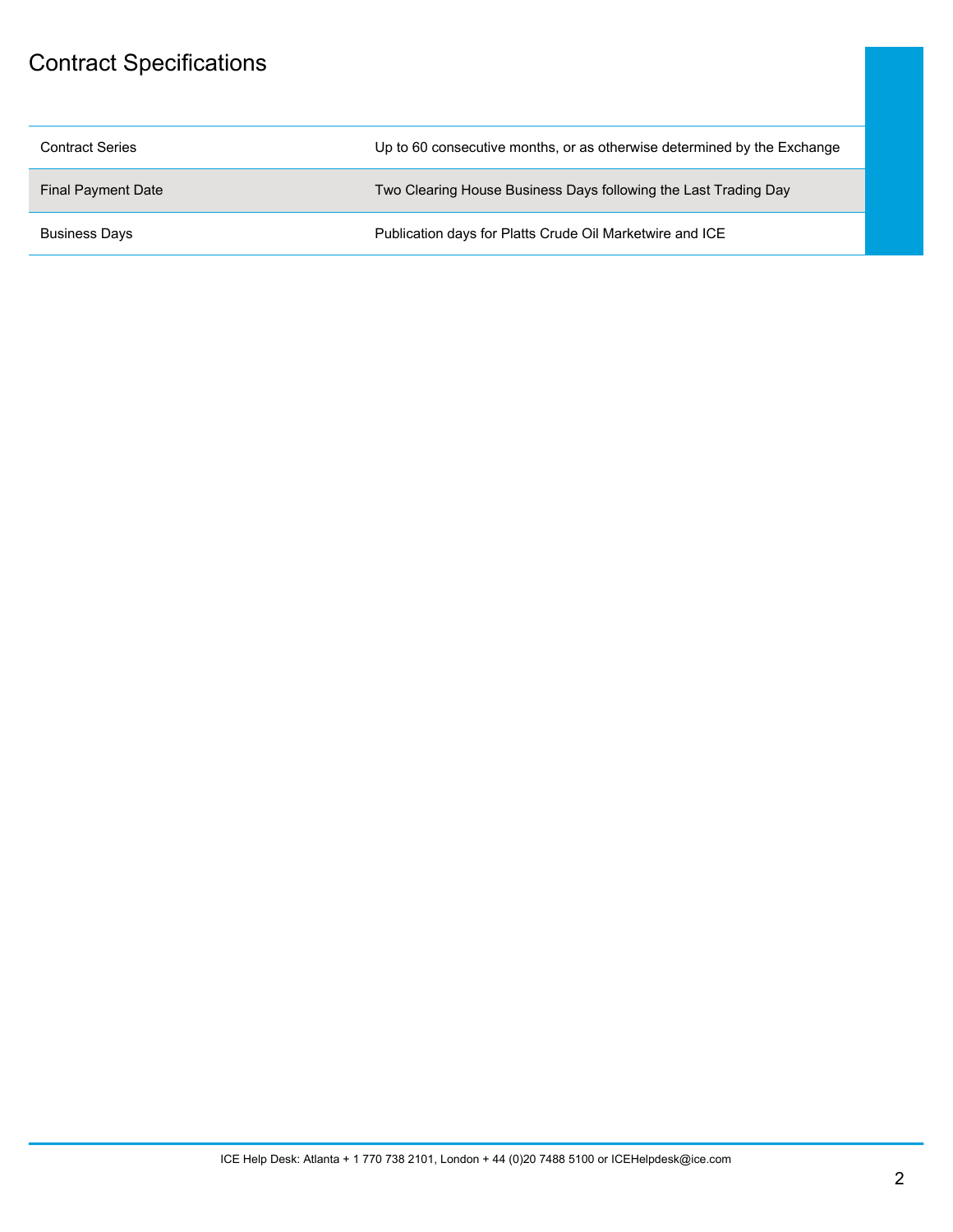# Contract Specifications

| | |
|---|---|
| Contract Series | Up to 60 consecutive months, or as otherwise determined by the Exchange |
| Final Payment Date | Two Clearing House Business Days following the Last Trading Day |
| Business Days | Publication days for Platts Crude Oil Marketwire and ICE |

ICE Help Desk: Atlanta + 1 770 738 2101, London + 44 (0)20 7488 5100 or ICEHelpdesk@ice.com